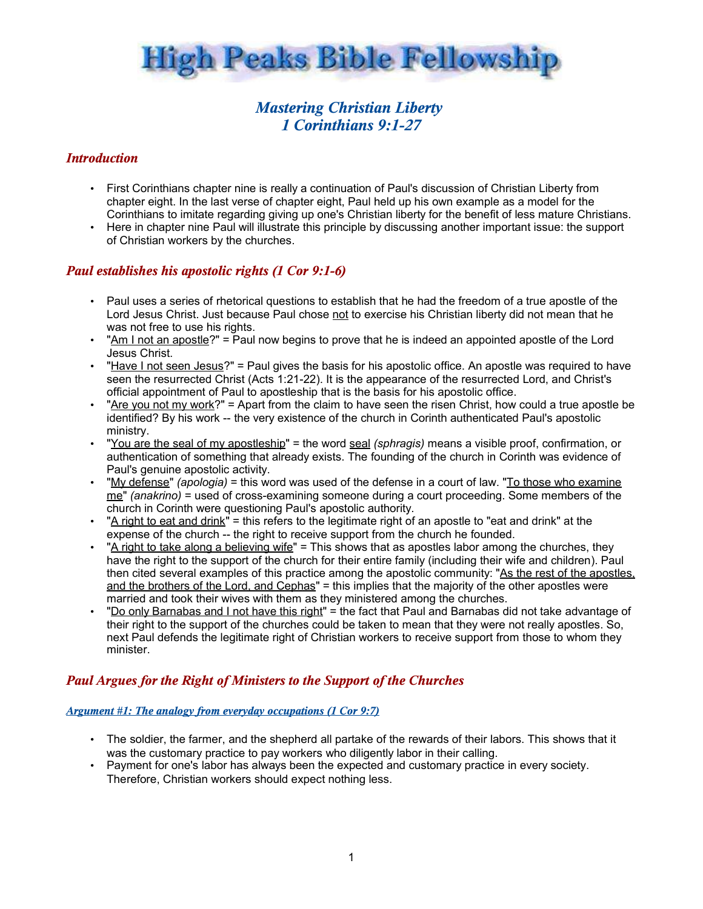# High Peaks Bible Fellowship

## *Mastering Christian Liberty*
## *1 Corinthians 9:1-27*

### *Introduction*

- First Corinthians chapter nine is really a continuation of Paul's discussion of Christian Liberty from chapter eight. In the last verse of chapter eight, Paul held up his own example as a model for the Corinthians to imitate regarding giving up one's Christian liberty for the benefit of less mature Christians.
- Here in chapter nine Paul will illustrate this principle by discussing another important issue: the support of Christian workers by the churches.

### *Paul establishes his apostolic rights (1 Cor 9:1-6)*

- Paul uses a series of rhetorical questions to establish that he had the freedom of a true apostle of the Lord Jesus Christ. Just because Paul chose <u>not</u> to exercise his Christian liberty did not mean that he was not free to use his rights.
- "<u>Am I not an apostle</u>?" = Paul now begins to prove that he is indeed an appointed apostle of the Lord Jesus Christ.
- "<u>Have I not seen Jesus</u>?" = Paul gives the basis for his apostolic office. An apostle was required to have seen the resurrected Christ (Acts 1:21-22). It is the appearance of the resurrected Lord, and Christ's official appointment of Paul to apostleship that is the basis for his apostolic office.
- "<u>Are you not my work</u>?" = Apart from the claim to have seen the risen Christ, how could a true apostle be identified? By his work -- the very existence of the church in Corinth authenticated Paul's apostolic ministry.
- "<u>You are the seal of my apostleship</u>" = the word <u>seal</u> *(sphragis)* means a visible proof, confirmation, or authentication of something that already exists. The founding of the church in Corinth was evidence of Paul's genuine apostolic activity.
- "<u>My defense</u>" *(apologia)* = this word was used of the defense in a court of law. "<u>To those who examine me</u>" *(anakrino)* = used of cross-examining someone during a court proceeding. Some members of the church in Corinth were questioning Paul's apostolic authority.
- "<u>A right to eat and drink</u>" = this refers to the legitimate right of an apostle to "eat and drink" at the expense of the church -- the right to receive support from the church he founded.
- "<u>A right to take along a believing wife</u>" = This shows that as apostles labor among the churches, they have the right to the support of the church for their entire family (including their wife and children). Paul then cited several examples of this practice among the apostolic community: "<u>As the rest of the apostles, and the brothers of the Lord, and Cephas</u>" = this implies that the majority of the other apostles were married and took their wives with them as they ministered among the churches.
- "<u>Do only Barnabas and I not have this right</u>" = the fact that Paul and Barnabas did not take advantage of their right to the support of the churches could be taken to mean that they were not really apostles. So, next Paul defends the legitimate right of Christian workers to receive support from those to whom they minister.

### *Paul Argues for the Right of Ministers to the Support of the Churches*

#### *<u>Argument #1: The analogy from everyday occupations (1 Cor 9:7)</u>*

- The soldier, the farmer, and the shepherd all partake of the rewards of their labors. This shows that it was the customary practice to pay workers who diligently labor in their calling.
- Payment for one's labor has always been the expected and customary practice in every society. Therefore, Christian workers should expect nothing less.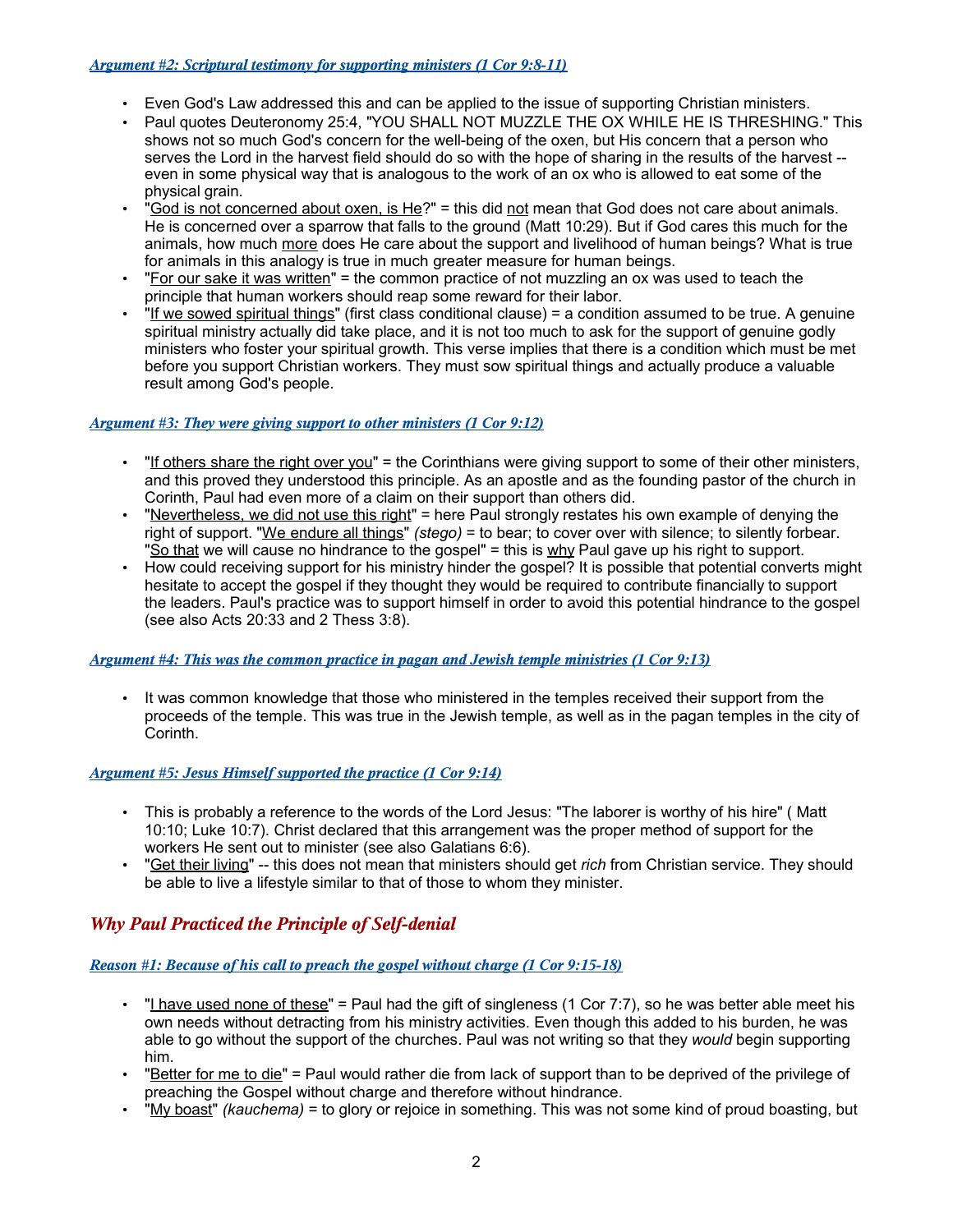#### *Argument #2: Scriptural testimony for supporting ministers (1 Cor 9:8-11)*

- Even God's Law addressed this and can be applied to the issue of supporting Christian ministers.
- Paul quotes Deuteronomy 25:4, "YOU SHALL NOT MUZZLE THE OX WHILE HE IS THRESHING." This shows not so much God's concern for the well-being of the oxen, but His concern that a person who serves the Lord in the harvest field should do so with the hope of sharing in the results of the harvest -- even in some physical way that is analogous to the work of an ox who is allowed to eat some of the physical grain.
- "God is not concerned about oxen, is He?" = this did not mean that God does not care about animals. He is concerned over a sparrow that falls to the ground (Matt 10:29). But if God cares this much for the animals, how much more does He care about the support and livelihood of human beings? What is true for animals in this analogy is true in much greater measure for human beings.
- "For our sake it was written" = the common practice of not muzzling an ox was used to teach the principle that human workers should reap some reward for their labor.
- "If we sowed spiritual things" (first class conditional clause) = a condition assumed to be true. A genuine spiritual ministry actually did take place, and it is not too much to ask for the support of genuine godly ministers who foster your spiritual growth. This verse implies that there is a condition which must be met before you support Christian workers. They must sow spiritual things and actually produce a valuable result among God's people.

#### *Argument #3: They were giving support to other ministers (1 Cor 9:12)*

- "If others share the right over you" = the Corinthians were giving support to some of their other ministers, and this proved they understood this principle. As an apostle and as the founding pastor of the church in Corinth, Paul had even more of a claim on their support than others did.
- "Nevertheless, we did not use this right" = here Paul strongly restates his own example of denying the right of support. "We endure all things" *(stego)* = to bear; to cover over with silence; to silently forbear. "So that we will cause no hindrance to the gospel" = this is why Paul gave up his right to support.
- How could receiving support for his ministry hinder the gospel? It is possible that potential converts might hesitate to accept the gospel if they thought they would be required to contribute financially to support the leaders. Paul's practice was to support himself in order to avoid this potential hindrance to the gospel (see also Acts 20:33 and 2 Thess 3:8).

#### *Argument #4: This was the common practice in pagan and Jewish temple ministries (1 Cor 9:13)*

- It was common knowledge that those who ministered in the temples received their support from the proceeds of the temple. This was true in the Jewish temple, as well as in the pagan temples in the city of Corinth.

#### *Argument #5: Jesus Himself supported the practice (1 Cor 9:14)*

- This is probably a reference to the words of the Lord Jesus: "The laborer is worthy of his hire" ( Matt 10:10; Luke 10:7). Christ declared that this arrangement was the proper method of support for the workers He sent out to minister (see also Galatians 6:6).
- "Get their living" -- this does not mean that ministers should get *rich* from Christian service. They should be able to live a lifestyle similar to that of those to whom they minister.

### *Why Paul Practiced the Principle of Self-denial*

#### *Reason #1: Because of his call to preach the gospel without charge (1 Cor 9:15-18)*

- "I have used none of these" = Paul had the gift of singleness (1 Cor 7:7), so he was better able meet his own needs without detracting from his ministry activities. Even though this added to his burden, he was able to go without the support of the churches. Paul was not writing so that they *would* begin supporting him.
- "Better for me to die" = Paul would rather die from lack of support than to be deprived of the privilege of preaching the Gospel without charge and therefore without hindrance.
- "My boast" *(kauchema)* = to glory or rejoice in something. This was not some kind of proud boasting, but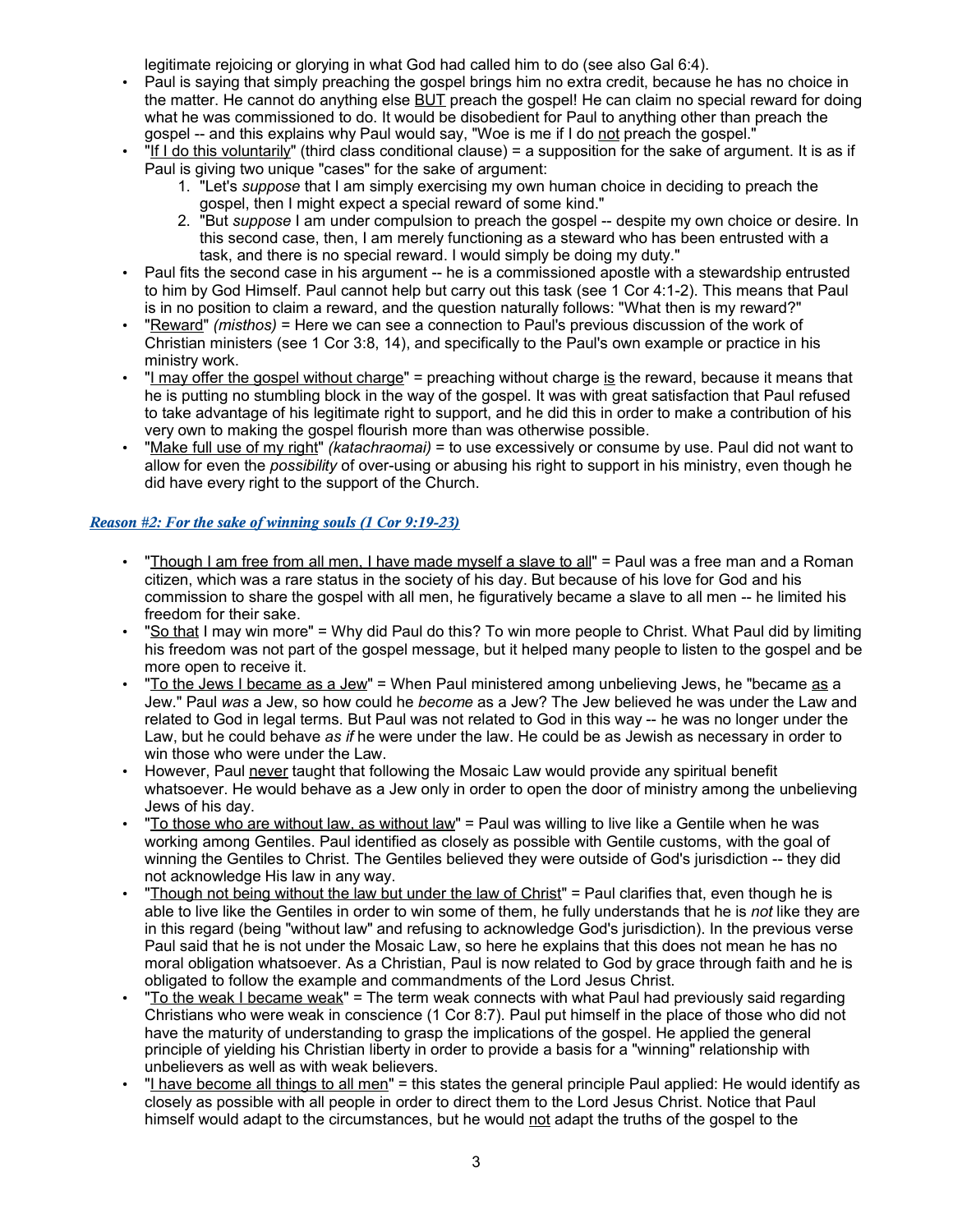legitimate rejoicing or glorying in what God had called him to do (see also Gal 6:4).

- Paul is saying that simply preaching the gospel brings him no extra credit, because he has no choice in the matter. He cannot do anything else BUT preach the gospel! He can claim no special reward for doing what he was commissioned to do. It would be disobedient for Paul to anything other than preach the gospel -- and this explains why Paul would say, "Woe is me if I do not preach the gospel."
- "If I do this voluntarily" (third class conditional clause) = a supposition for the sake of argument. It is as if Paul is giving two unique "cases" for the sake of argument:
  1. "Let's *suppose* that I am simply exercising my own human choice in deciding to preach the gospel, then I might expect a special reward of some kind."
  2. "But *suppose* I am under compulsion to preach the gospel -- despite my own choice or desire. In this second case, then, I am merely functioning as a steward who has been entrusted with a task, and there is no special reward. I would simply be doing my duty."
- Paul fits the second case in his argument -- he is a commissioned apostle with a stewardship entrusted to him by God Himself. Paul cannot help but carry out this task (see 1 Cor 4:1-2). This means that Paul is in no position to claim a reward, and the question naturally follows: "What then is my reward?"
- "Reward" *(misthos)* = Here we can see a connection to Paul's previous discussion of the work of Christian ministers (see 1 Cor 3:8, 14), and specifically to the Paul's own example or practice in his ministry work.
- "I may offer the gospel without charge" = preaching without charge is the reward, because it means that he is putting no stumbling block in the way of the gospel. It was with great satisfaction that Paul refused to take advantage of his legitimate right to support, and he did this in order to make a contribution of his very own to making the gospel flourish more than was otherwise possible.
- "Make full use of my right" *(katachraomai)* = to use excessively or consume by use. Paul did not want to allow for even the *possibility* of over-using or abusing his right to support in his ministry, even though he did have every right to the support of the Church.

### *Reason #2: For the sake of winning souls (1 Cor 9:19-23)*

- "Though I am free from all men, I have made myself a slave to all" = Paul was a free man and a Roman citizen, which was a rare status in the society of his day. But because of his love for God and his commission to share the gospel with all men, he figuratively became a slave to all men -- he limited his freedom for their sake.
- "So that I may win more" = Why did Paul do this? To win more people to Christ. What Paul did by limiting his freedom was not part of the gospel message, but it helped many people to listen to the gospel and be more open to receive it.
- "To the Jews I became as a Jew" = When Paul ministered among unbelieving Jews, he "became as a Jew." Paul *was* a Jew, so how could he *become* as a Jew? The Jew believed he was under the Law and related to God in legal terms. But Paul was not related to God in this way -- he was no longer under the Law, but he could behave *as if* he were under the law. He could be as Jewish as necessary in order to win those who were under the Law.
- However, Paul never taught that following the Mosaic Law would provide any spiritual benefit whatsoever. He would behave as a Jew only in order to open the door of ministry among the unbelieving Jews of his day.
- "To those who are without law, as without law" = Paul was willing to live like a Gentile when he was working among Gentiles. Paul identified as closely as possible with Gentile customs, with the goal of winning the Gentiles to Christ. The Gentiles believed they were outside of God's jurisdiction -- they did not acknowledge His law in any way.
- "Though not being without the law but under the law of Christ" = Paul clarifies that, even though he is able to live like the Gentiles in order to win some of them, he fully understands that he is *not* like they are in this regard (being "without law" and refusing to acknowledge God's jurisdiction). In the previous verse Paul said that he is not under the Mosaic Law, so here he explains that this does not mean he has no moral obligation whatsoever. As a Christian, Paul is now related to God by grace through faith and he is obligated to follow the example and commandments of the Lord Jesus Christ.
- "To the weak I became weak" = The term weak connects with what Paul had previously said regarding Christians who were weak in conscience (1 Cor 8:7). Paul put himself in the place of those who did not have the maturity of understanding to grasp the implications of the gospel. He applied the general principle of yielding his Christian liberty in order to provide a basis for a "winning" relationship with unbelievers as well as with weak believers.
- "I have become all things to all men" = this states the general principle Paul applied: He would identify as closely as possible with all people in order to direct them to the Lord Jesus Christ. Notice that Paul himself would adapt to the circumstances, but he would not adapt the truths of the gospel to the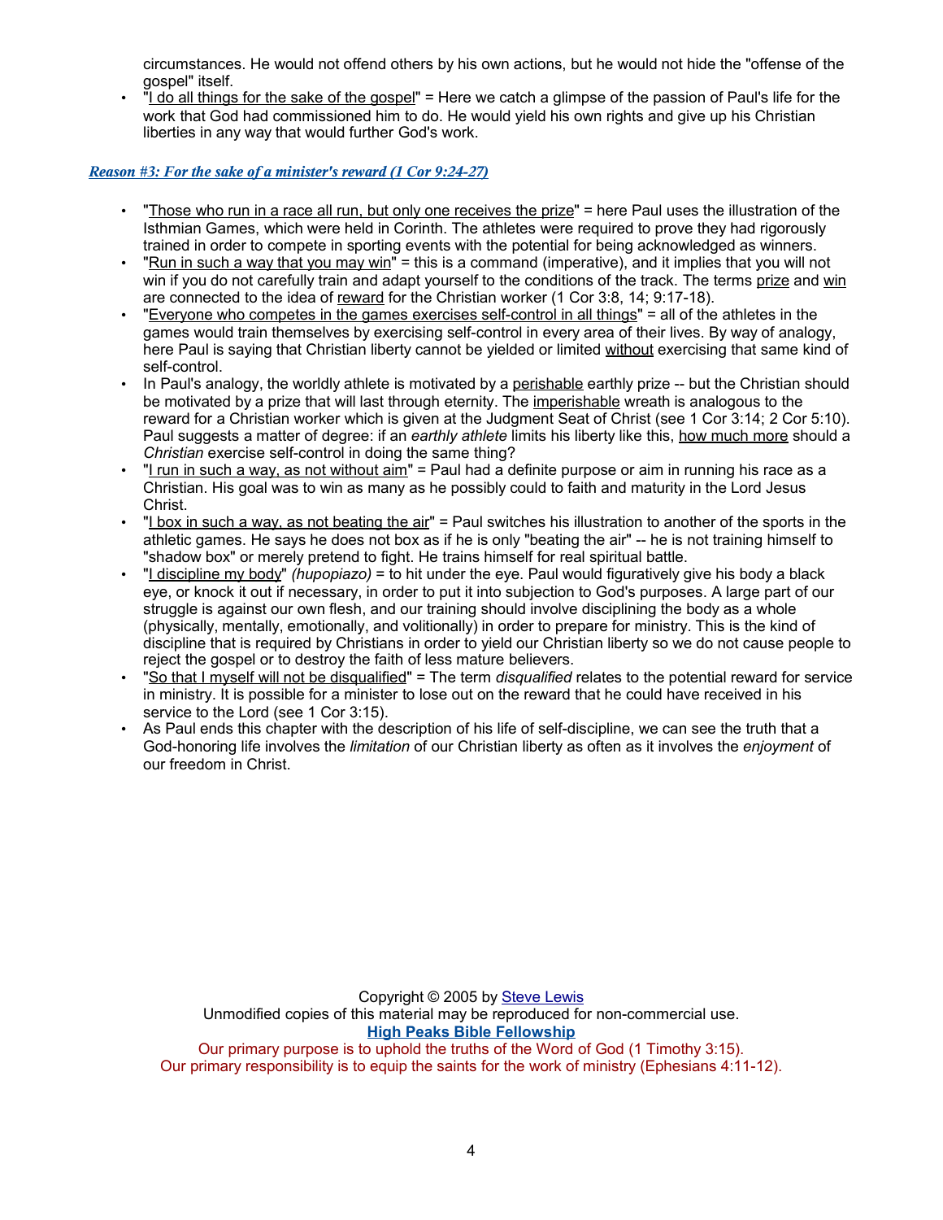circumstances. He would not offend others by his own actions, but he would not hide the "offense of the gospel" itself.

- "I do all things for the sake of the gospel" = Here we catch a glimpse of the passion of Paul's life for the work that God had commissioned him to do. He would yield his own rights and give up his Christian liberties in any way that would further God's work.

### *Reason #3: For the sake of a minister's reward (1 Cor 9:24-27)*

- "Those who run in a race all run, but only one receives the prize" = here Paul uses the illustration of the Isthmian Games, which were held in Corinth. The athletes were required to prove they had rigorously trained in order to compete in sporting events with the potential for being acknowledged as winners.
- "Run in such a way that you may win" = this is a command (imperative), and it implies that you will not win if you do not carefully train and adapt yourself to the conditions of the track. The terms prize and win are connected to the idea of reward for the Christian worker (1 Cor 3:8, 14; 9:17-18).
- "Everyone who competes in the games exercises self-control in all things" = all of the athletes in the games would train themselves by exercising self-control in every area of their lives. By way of analogy, here Paul is saying that Christian liberty cannot be yielded or limited without exercising that same kind of self-control.
- In Paul's analogy, the worldly athlete is motivated by a perishable earthly prize -- but the Christian should be motivated by a prize that will last through eternity. The imperishable wreath is analogous to the reward for a Christian worker which is given at the Judgment Seat of Christ (see 1 Cor 3:14; 2 Cor 5:10). Paul suggests a matter of degree: if an *earthly athlete* limits his liberty like this, how much more should a *Christian* exercise self-control in doing the same thing?
- "I run in such a way, as not without aim" = Paul had a definite purpose or aim in running his race as a Christian. His goal was to win as many as he possibly could to faith and maturity in the Lord Jesus Christ.
- "I box in such a way, as not beating the air" = Paul switches his illustration to another of the sports in the athletic games. He says he does not box as if he is only "beating the air" -- he is not training himself to "shadow box" or merely pretend to fight. He trains himself for real spiritual battle.
- "I discipline my body" *(hupopiazo)* = to hit under the eye. Paul would figuratively give his body a black eye, or knock it out if necessary, in order to put it into subjection to God's purposes. A large part of our struggle is against our own flesh, and our training should involve disciplining the body as a whole (physically, mentally, emotionally, and volitionally) in order to prepare for ministry. This is the kind of discipline that is required by Christians in order to yield our Christian liberty so we do not cause people to reject the gospel or to destroy the faith of less mature believers.
- "So that I myself will not be disqualified" = The term *disqualified* relates to the potential reward for service in ministry. It is possible for a minister to lose out on the reward that he could have received in his service to the Lord (see 1 Cor 3:15).
- As Paul ends this chapter with the description of his life of self-discipline, we can see the truth that a God-honoring life involves the *limitation* of our Christian liberty as often as it involves the *enjoyment* of our freedom in Christ.

Copyright © 2005 by Steve Lewis
Unmodified copies of this material may be reproduced for non-commercial use.
**High Peaks Bible Fellowship**
Our primary purpose is to uphold the truths of the Word of God (1 Timothy 3:15).
Our primary responsibility is to equip the saints for the work of ministry (Ephesians 4:11-12).